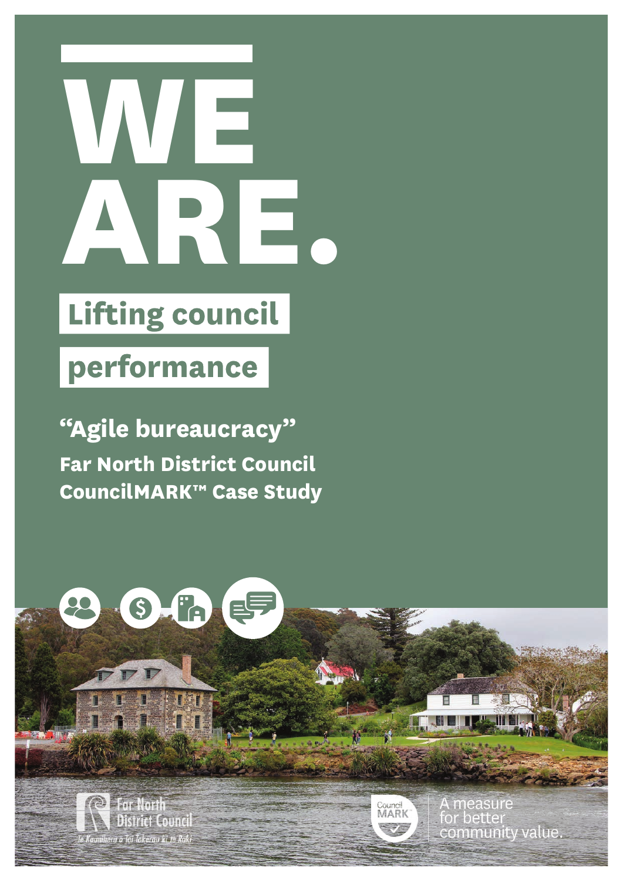# WE ARE.

## Lifting council performance

**"Agile bureaucracy"**

**Far North District Council**
**CouncilMARK™ Case Study**

Far North District Council
*Te Kaunihera o Tai Tokerau ki te Raki*

CouncilMARK

A measure for better community value.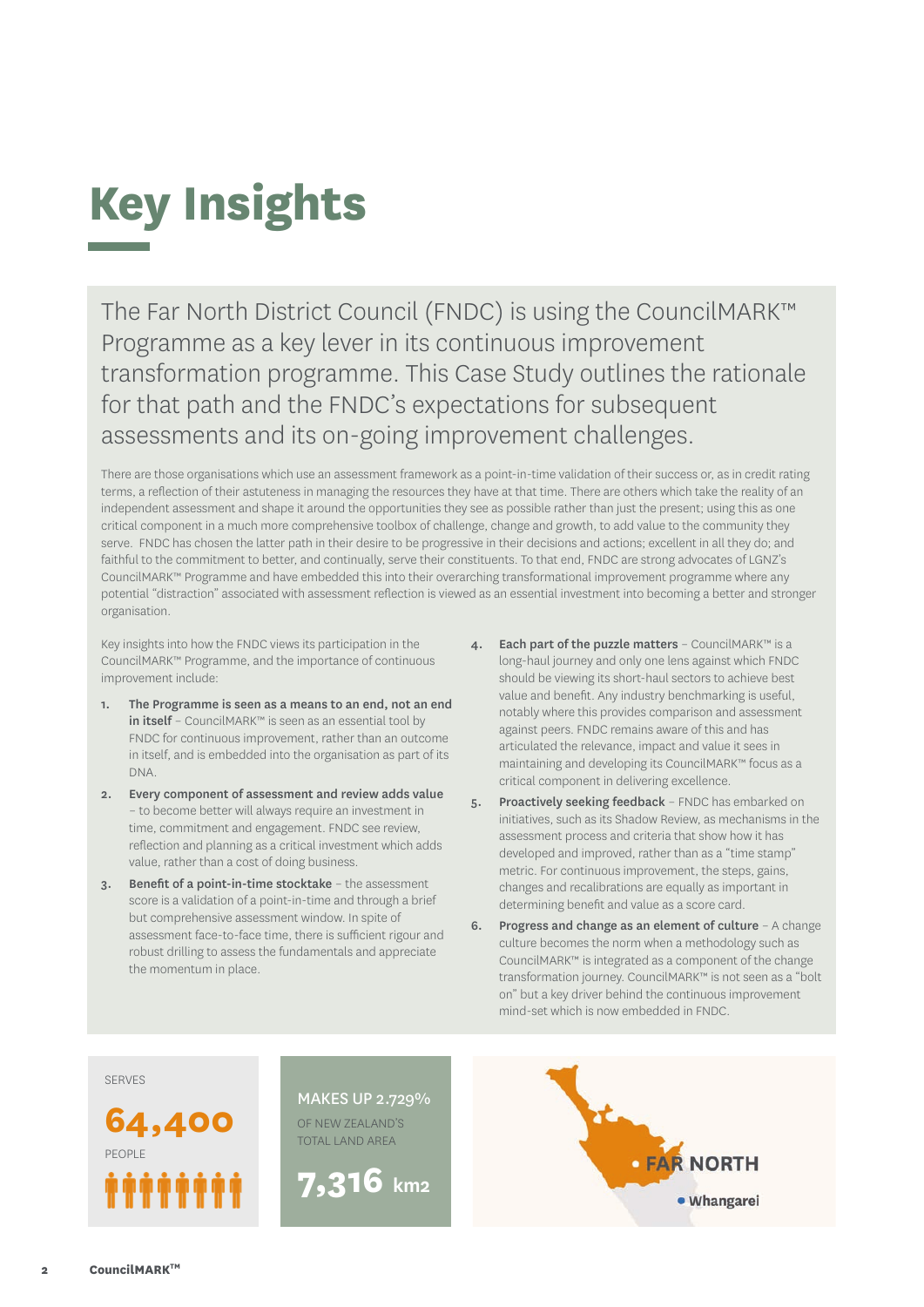# Key Insights

The Far North District Council (FNDC) is using the CouncilMARK™ Programme as a key lever in its continuous improvement transformation programme. This Case Study outlines the rationale for that path and the FNDC's expectations for subsequent assessments and its on-going improvement challenges.

There are those organisations which use an assessment framework as a point-in-time validation of their success or, as in credit rating terms, a reflection of their astuteness in managing the resources they have at that time. There are others which take the reality of an independent assessment and shape it around the opportunities they see as possible rather than just the present; using this as one critical component in a much more comprehensive toolbox of challenge, change and growth, to add value to the community they serve. FNDC has chosen the latter path in their desire to be progressive in their decisions and actions; excellent in all they do; and faithful to the commitment to better, and continually, serve their constituents. To that end, FNDC are strong advocates of LGNZ's CouncilMARK™ Programme and have embedded this into their overarching transformational improvement programme where any potential "distraction" associated with assessment reflection is viewed as an essential investment into becoming a better and stronger organisation.

Key insights into how the FNDC views its participation in the CouncilMARK™ Programme, and the importance of continuous improvement include:

1. **The Programme is seen as a means to an end, not an end in itself** – CouncilMARK™ is seen as an essential tool by FNDC for continuous improvement, rather than an outcome in itself, and is embedded into the organisation as part of its DNA.
2. **Every component of assessment and review adds value** – to become better will always require an investment in time, commitment and engagement. FNDC see review, reflection and planning as a critical investment which adds value, rather than a cost of doing business.
3. **Benefit of a point-in-time stocktake** – the assessment score is a validation of a point-in-time and through a brief but comprehensive assessment window. In spite of assessment face-to-face time, there is sufficient rigour and robust drilling to assess the fundamentals and appreciate the momentum in place.
4. **Each part of the puzzle matters** – CouncilMARK™ is a long-haul journey and only one lens against which FNDC should be viewing its short-haul sectors to achieve best value and benefit. Any industry benchmarking is useful, notably where this provides comparison and assessment against peers. FNDC remains aware of this and has articulated the relevance, impact and value it sees in maintaining and developing its CouncilMARK™ focus as a critical component in delivering excellence.
5. **Proactively seeking feedback** – FNDC has embarked on initiatives, such as its Shadow Review, as mechanisms in the assessment process and criteria that show how it has developed and improved, rather than as a "time stamp" metric. For continuous improvement, the steps, gains, changes and recalibrations are equally as important in determining benefit and value as a score card.
6. **Progress and change as an element of culture** – A change culture becomes the norm when a methodology such as CouncilMARK™ is integrated as a component of the change transformation journey. CouncilMARK™ is not seen as a "bolt on" but a key driver behind the continuous improvement mind-set which is now embedded in FNDC.

SERVES
**64,400**
PEOPLE

MAKES UP 2.729%
OF NEW ZEALAND'S TOTAL LAND AREA
**7,316 km2**

FAR NORTH
Whangarei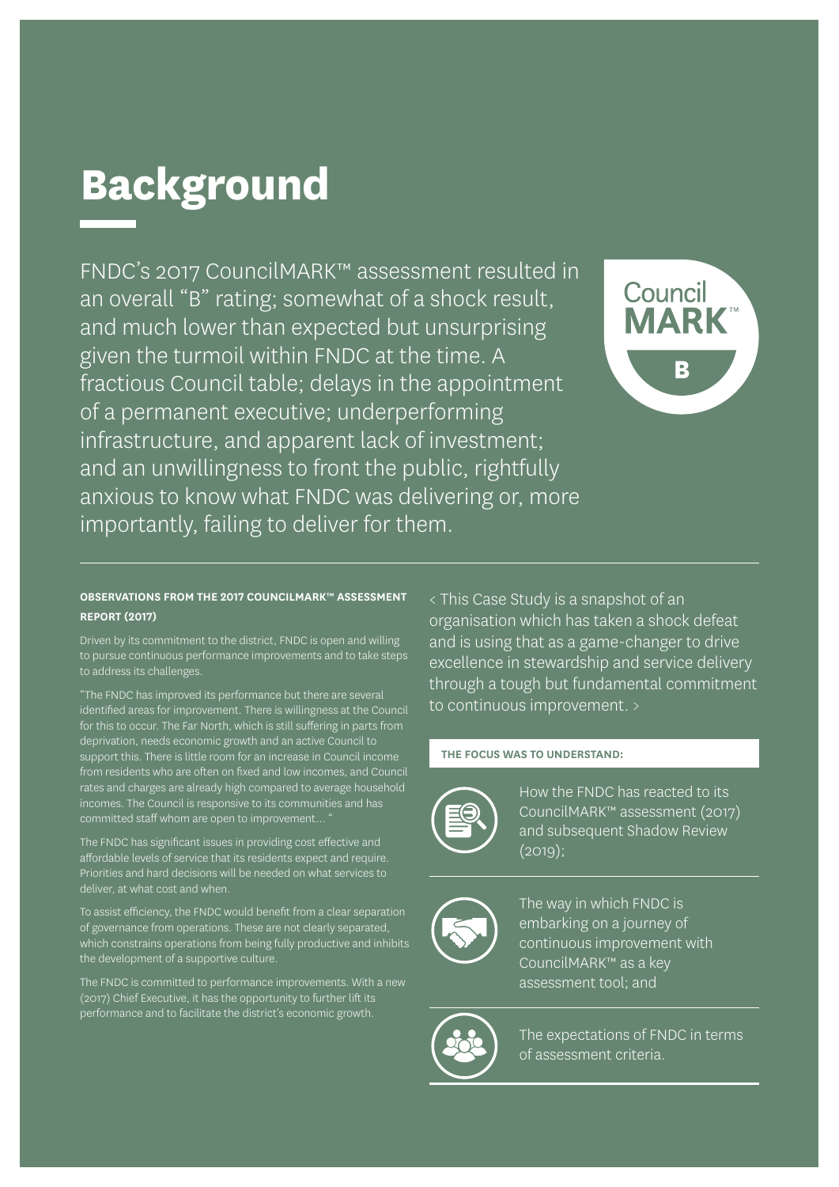# Background

FNDC's 2017 CouncilMARK™ assessment resulted in an overall "B" rating; somewhat of a shock result, and much lower than expected but unsurprising given the turmoil within FNDC at the time. A fractious Council table; delays in the appointment of a permanent executive; underperforming infrastructure, and apparent lack of investment; and an unwillingness to front the public, rightfully anxious to know what FNDC was delivering or, more importantly, failing to deliver for them.

Council MARK™ B

**OBSERVATIONS FROM THE 2017 COUNCILMARK™ ASSESSMENT REPORT (2017)**

Driven by its commitment to the district, FNDC is open and willing to pursue continuous performance improvements and to take steps to address its challenges.

"The FNDC has improved its performance but there are several identified areas for improvement. There is willingness at the Council for this to occur. The Far North, which is still suffering in parts from deprivation, needs economic growth and an active Council to support this. There is little room for an increase in Council income from residents who are often on fixed and low incomes, and Council rates and charges are already high compared to average household incomes. The Council is responsive to its communities and has committed staff whom are open to improvement… "

The FNDC has significant issues in providing cost effective and affordable levels of service that its residents expect and require. Priorities and hard decisions will be needed on what services to deliver, at what cost and when.

To assist efficiency, the FNDC would benefit from a clear separation of governance from operations. These are not clearly separated, which constrains operations from being fully productive and inhibits the development of a supportive culture.

The FNDC is committed to performance improvements. With a new (2017) Chief Executive, it has the opportunity to further lift its performance and to facilitate the district's economic growth.

< This Case Study is a snapshot of an organisation which has taken a shock defeat and is using that as a game-changer to drive excellence in stewardship and service delivery through a tough but fundamental commitment to continuous improvement. >

**THE FOCUS WAS TO UNDERSTAND:**

- How the FNDC has reacted to its CouncilMARK™ assessment (2017) and subsequent Shadow Review (2019);
- The way in which FNDC is embarking on a journey of continuous improvement with CouncilMARK™ as a key assessment tool; and
- The expectations of FNDC in terms of assessment criteria.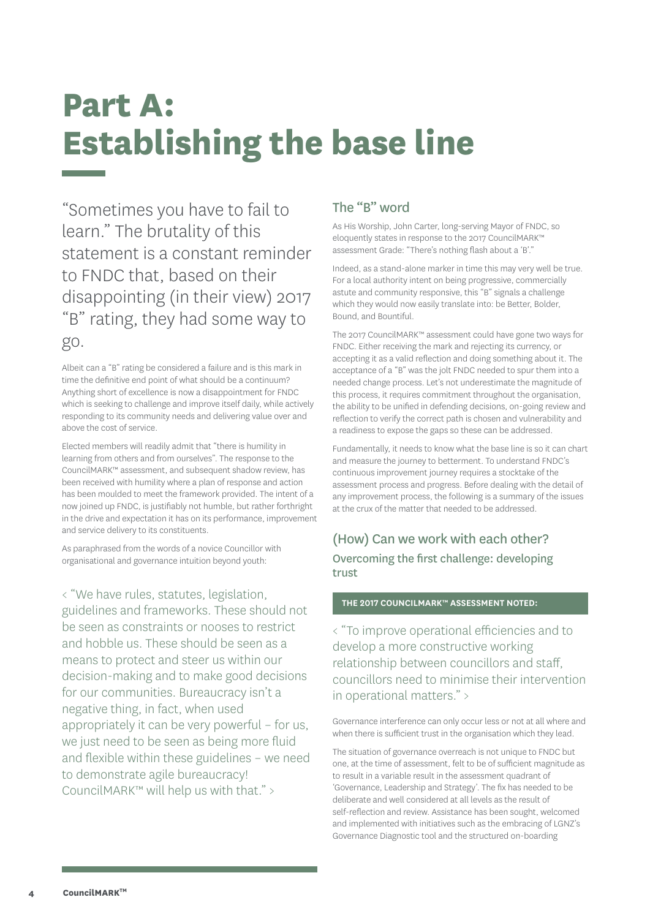# Part A: Establishing the base line

"Sometimes you have to fail to learn." The brutality of this statement is a constant reminder to FNDC that, based on their disappointing (in their view) 2017 "B" rating, they had some way to go.

Albeit can a "B" rating be considered a failure and is this mark in time the definitive end point of what should be a continuum? Anything short of excellence is now a disappointment for FNDC which is seeking to challenge and improve itself daily, while actively responding to its community needs and delivering value over and above the cost of service.

Elected members will readily admit that "there is humility in learning from others and from ourselves". The response to the CouncilMARK™ assessment, and subsequent shadow review, has been received with humility where a plan of response and action has been moulded to meet the framework provided. The intent of a now joined up FNDC, is justifiably not humble, but rather forthright in the drive and expectation it has on its performance, improvement and service delivery to its constituents.

As paraphrased from the words of a novice Councillor with organisational and governance intuition beyond youth:

> < "We have rules, statutes, legislation, guidelines and frameworks. These should not be seen as constraints or nooses to restrict and hobble us. These should be seen as a means to protect and steer us within our decision-making and to make good decisions for our communities. Bureaucracy isn't a negative thing, in fact, when used appropriately it can be very powerful – for us, we just need to be seen as being more fluid and flexible within these guidelines – we need to demonstrate agile bureaucracy! CouncilMARK™ will help us with that." >

## The "B" word

As His Worship, John Carter, long-serving Mayor of FNDC, so eloquently states in response to the 2017 CouncilMARK™ assessment Grade: "There's nothing flash about a 'B'."

Indeed, as a stand-alone marker in time this may very well be true. For a local authority intent on being progressive, commercially astute and community responsive, this "B" signals a challenge which they would now easily translate into: be Better, Bolder, Bound, and Bountiful.

The 2017 CouncilMARK™ assessment could have gone two ways for FNDC. Either receiving the mark and rejecting its currency, or accepting it as a valid reflection and doing something about it. The acceptance of a "B" was the jolt FNDC needed to spur them into a needed change process. Let's not underestimate the magnitude of this process, it requires commitment throughout the organisation, the ability to be unified in defending decisions, on-going review and reflection to verify the correct path is chosen and vulnerability and a readiness to expose the gaps so these can be addressed.

Fundamentally, it needs to know what the base line is so it can chart and measure the journey to betterment. To understand FNDC's continuous improvement journey requires a stocktake of the assessment process and progress. Before dealing with the detail of any improvement process, the following is a summary of the issues at the crux of the matter that needed to be addressed.

## (How) Can we work with each other?

### Overcoming the first challenge: developing trust

**THE 2017 COUNCILMARK™ ASSESSMENT NOTED:**

> < "To improve operational efficiencies and to develop a more constructive working relationship between councillors and staff, councillors need to minimise their intervention in operational matters." >

Governance interference can only occur less or not at all where and when there is sufficient trust in the organisation which they lead.

The situation of governance overreach is not unique to FNDC but one, at the time of assessment, felt to be of sufficient magnitude as to result in a variable result in the assessment quadrant of 'Governance, Leadership and Strategy'. The fix has needed to be deliberate and well considered at all levels as the result of self-reflection and review. Assistance has been sought, welcomed and implemented with initiatives such as the embracing of LGNZ's Governance Diagnostic tool and the structured on-boarding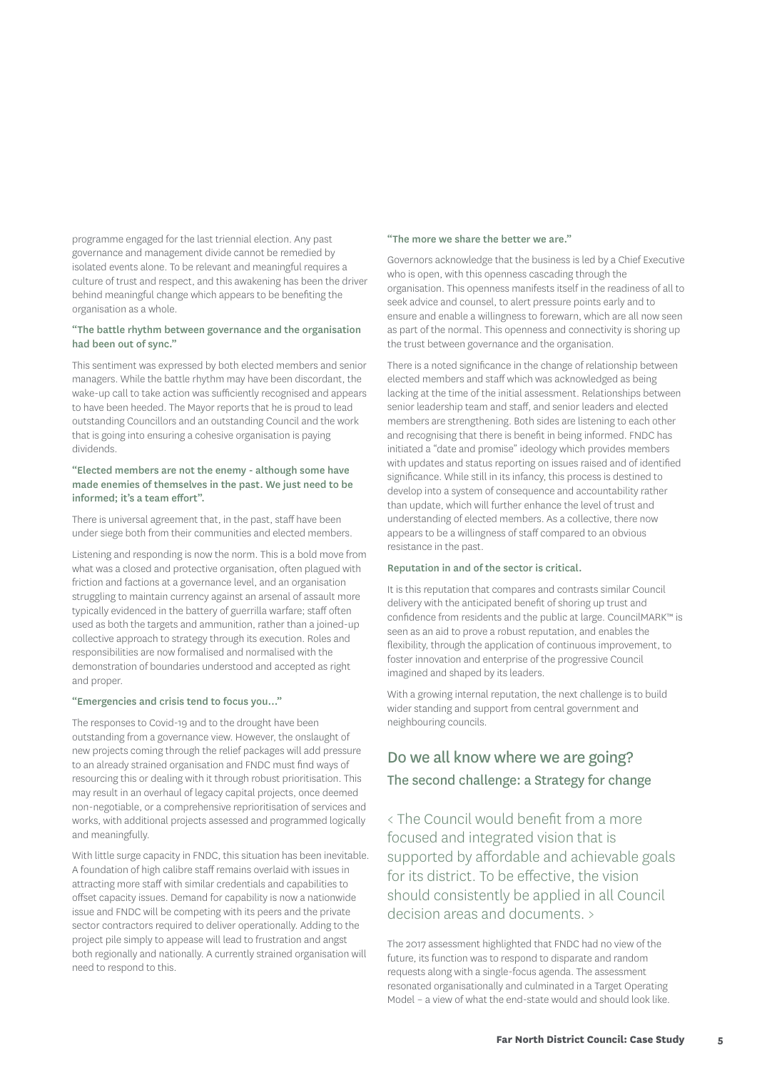programme engaged for the last triennial election. Any past governance and management divide cannot be remedied by isolated events alone. To be relevant and meaningful requires a culture of trust and respect, and this awakening has been the driver behind meaningful change which appears to be benefiting the organisation as a whole.

#### "The battle rhythm between governance and the organisation had been out of sync."

This sentiment was expressed by both elected members and senior managers. While the battle rhythm may have been discordant, the wake-up call to take action was sufficiently recognised and appears to have been heeded. The Mayor reports that he is proud to lead outstanding Councillors and an outstanding Council and the work that is going into ensuring a cohesive organisation is paying dividends.

#### "Elected members are not the enemy - although some have made enemies of themselves in the past. We just need to be informed; it's a team effort".

There is universal agreement that, in the past, staff have been under siege both from their communities and elected members.

Listening and responding is now the norm. This is a bold move from what was a closed and protective organisation, often plagued with friction and factions at a governance level, and an organisation struggling to maintain currency against an arsenal of assault more typically evidenced in the battery of guerrilla warfare; staff often used as both the targets and ammunition, rather than a joined-up collective approach to strategy through its execution. Roles and responsibilities are now formalised and normalised with the demonstration of boundaries understood and accepted as right and proper.

#### "Emergencies and crisis tend to focus you…"

The responses to Covid-19 and to the drought have been outstanding from a governance view. However, the onslaught of new projects coming through the relief packages will add pressure to an already strained organisation and FNDC must find ways of resourcing this or dealing with it through robust prioritisation. This may result in an overhaul of legacy capital projects, once deemed non-negotiable, or a comprehensive reprioritisation of services and works, with additional projects assessed and programmed logically and meaningfully.

With little surge capacity in FNDC, this situation has been inevitable. A foundation of high calibre staff remains overlaid with issues in attracting more staff with similar credentials and capabilities to offset capacity issues. Demand for capability is now a nationwide issue and FNDC will be competing with its peers and the private sector contractors required to deliver operationally. Adding to the project pile simply to appease will lead to frustration and angst both regionally and nationally. A currently strained organisation will need to respond to this.

#### "The more we share the better we are."

Governors acknowledge that the business is led by a Chief Executive who is open, with this openness cascading through the organisation. This openness manifests itself in the readiness of all to seek advice and counsel, to alert pressure points early and to ensure and enable a willingness to forewarn, which are all now seen as part of the normal. This openness and connectivity is shoring up the trust between governance and the organisation.

There is a noted significance in the change of relationship between elected members and staff which was acknowledged as being lacking at the time of the initial assessment. Relationships between senior leadership team and staff, and senior leaders and elected members are strengthening. Both sides are listening to each other and recognising that there is benefit in being informed. FNDC has initiated a "date and promise" ideology which provides members with updates and status reporting on issues raised and of identified significance. While still in its infancy, this process is destined to develop into a system of consequence and accountability rather than update, which will further enhance the level of trust and understanding of elected members. As a collective, there now appears to be a willingness of staff compared to an obvious resistance in the past.

#### Reputation in and of the sector is critical.

It is this reputation that compares and contrasts similar Council delivery with the anticipated benefit of shoring up trust and confidence from residents and the public at large. CouncilMARK™ is seen as an aid to prove a robust reputation, and enables the flexibility, through the application of continuous improvement, to foster innovation and enterprise of the progressive Council imagined and shaped by its leaders.

With a growing internal reputation, the next challenge is to build wider standing and support from central government and neighbouring councils.

## Do we all know where we are going?

### The second challenge: a Strategy for change

< The Council would benefit from a more focused and integrated vision that is supported by affordable and achievable goals for its district. To be effective, the vision should consistently be applied in all Council decision areas and documents. >

The 2017 assessment highlighted that FNDC had no view of the future, its function was to respond to disparate and random requests along with a single-focus agenda. The assessment resonated organisationally and culminated in a Target Operating Model – a view of what the end-state would and should look like.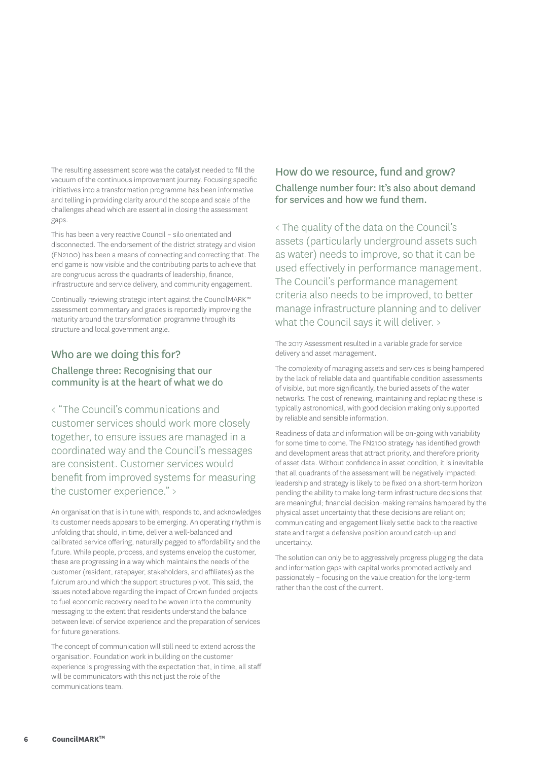The resulting assessment score was the catalyst needed to fill the vacuum of the continuous improvement journey. Focusing specific initiatives into a transformation programme has been informative and telling in providing clarity around the scope and scale of the challenges ahead which are essential in closing the assessment gaps.

This has been a very reactive Council – silo orientated and disconnected. The endorsement of the district strategy and vision (FN2100) has been a means of connecting and correcting that. The end game is now visible and the contributing parts to achieve that are congruous across the quadrants of leadership, finance, infrastructure and service delivery, and community engagement.

Continually reviewing strategic intent against the CouncilMARK™ assessment commentary and grades is reportedly improving the maturity around the transformation programme through its structure and local government angle.

## Who are we doing this for?

### Challenge three: Recognising that our community is at the heart of what we do

< "The Council's communications and customer services should work more closely together, to ensure issues are managed in a coordinated way and the Council's messages are consistent. Customer services would benefit from improved systems for measuring the customer experience." >

An organisation that is in tune with, responds to, and acknowledges its customer needs appears to be emerging. An operating rhythm is unfolding that should, in time, deliver a well-balanced and calibrated service offering, naturally pegged to affordability and the future. While people, process, and systems envelop the customer, these are progressing in a way which maintains the needs of the customer (resident, ratepayer, stakeholders, and affiliates) as the fulcrum around which the support structures pivot. This said, the issues noted above regarding the impact of Crown funded projects to fuel economic recovery need to be woven into the community messaging to the extent that residents understand the balance between level of service experience and the preparation of services for future generations.

The concept of communication will still need to extend across the organisation. Foundation work in building on the customer experience is progressing with the expectation that, in time, all staff will be communicators with this not just the role of the communications team.

## How do we resource, fund and grow?

### Challenge number four: It's also about demand for services and how we fund them.

< The quality of the data on the Council's assets (particularly underground assets such as water) needs to improve, so that it can be used effectively in performance management. The Council's performance management criteria also needs to be improved, to better manage infrastructure planning and to deliver what the Council says it will deliver. >

The 2017 Assessment resulted in a variable grade for service delivery and asset management.

The complexity of managing assets and services is being hampered by the lack of reliable data and quantifiable condition assessments of visible, but more significantly, the buried assets of the water networks. The cost of renewing, maintaining and replacing these is typically astronomical, with good decision making only supported by reliable and sensible information.

Readiness of data and information will be on-going with variability for some time to come. The FN2100 strategy has identified growth and development areas that attract priority, and therefore priority of asset data. Without confidence in asset condition, it is inevitable that all quadrants of the assessment will be negatively impacted: leadership and strategy is likely to be fixed on a short-term horizon pending the ability to make long-term infrastructure decisions that are meaningful; financial decision-making remains hampered by the physical asset uncertainty that these decisions are reliant on; communicating and engagement likely settle back to the reactive state and target a defensive position around catch-up and uncertainty.

The solution can only be to aggressively progress plugging the data and information gaps with capital works promoted actively and passionately – focusing on the value creation for the long-term rather than the cost of the current.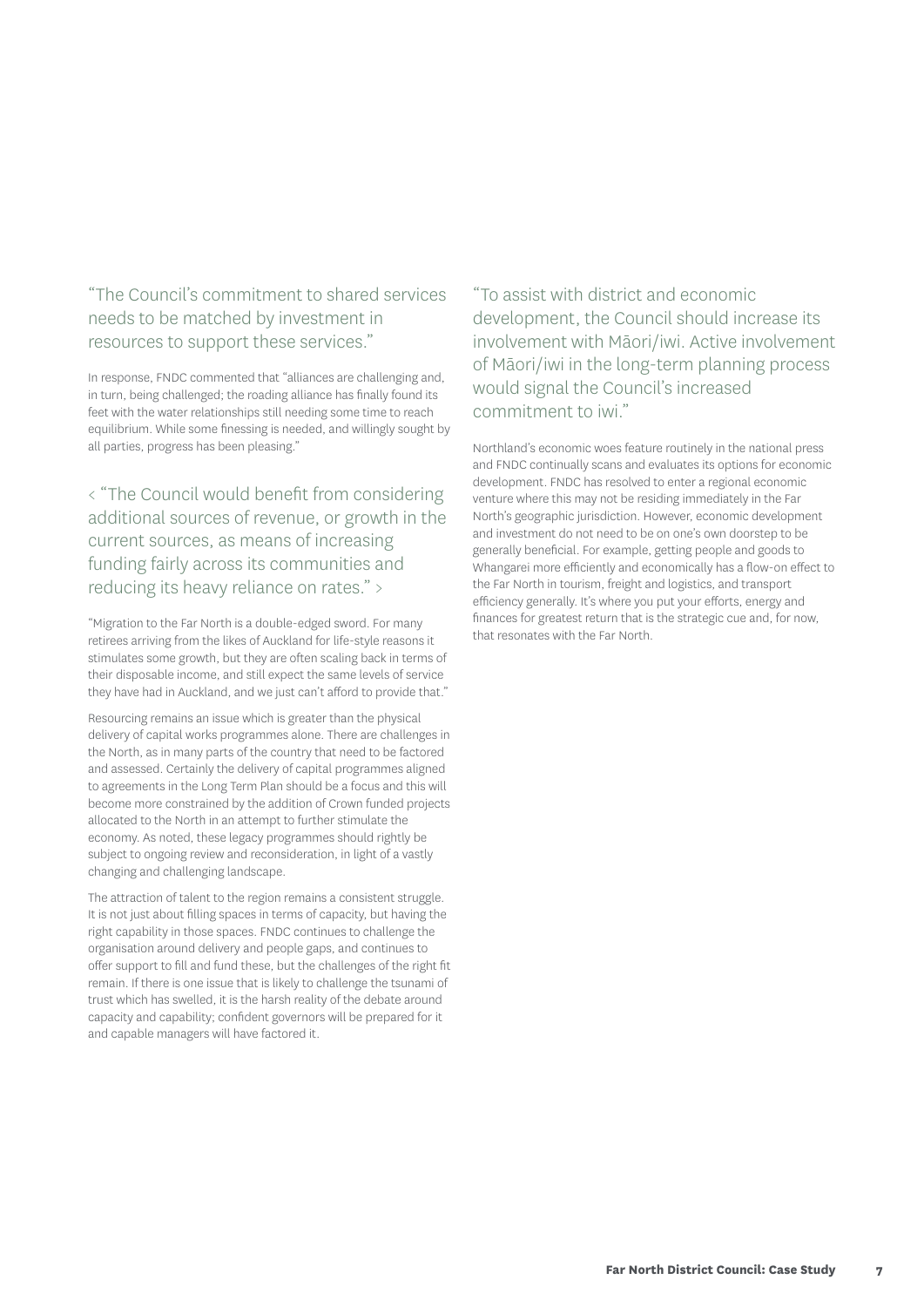### "The Council's commitment to shared services needs to be matched by investment in resources to support these services."

In response, FNDC commented that "alliances are challenging and, in turn, being challenged; the roading alliance has finally found its feet with the water relationships still needing some time to reach equilibrium. While some finessing is needed, and willingly sought by all parties, progress has been pleasing."

### < "The Council would benefit from considering additional sources of revenue, or growth in the current sources, as means of increasing funding fairly across its communities and reducing its heavy reliance on rates." >

"Migration to the Far North is a double-edged sword. For many retirees arriving from the likes of Auckland for life-style reasons it stimulates some growth, but they are often scaling back in terms of their disposable income, and still expect the same levels of service they have had in Auckland, and we just can't afford to provide that."

Resourcing remains an issue which is greater than the physical delivery of capital works programmes alone. There are challenges in the North, as in many parts of the country that need to be factored and assessed. Certainly the delivery of capital programmes aligned to agreements in the Long Term Plan should be a focus and this will become more constrained by the addition of Crown funded projects allocated to the North in an attempt to further stimulate the economy. As noted, these legacy programmes should rightly be subject to ongoing review and reconsideration, in light of a vastly changing and challenging landscape.

The attraction of talent to the region remains a consistent struggle. It is not just about filling spaces in terms of capacity, but having the right capability in those spaces. FNDC continues to challenge the organisation around delivery and people gaps, and continues to offer support to fill and fund these, but the challenges of the right fit remain. If there is one issue that is likely to challenge the tsunami of trust which has swelled, it is the harsh reality of the debate around capacity and capability; confident governors will be prepared for it and capable managers will have factored it.

### "To assist with district and economic development, the Council should increase its involvement with Māori/iwi. Active involvement of Māori/iwi in the long-term planning process would signal the Council's increased commitment to iwi."

Northland's economic woes feature routinely in the national press and FNDC continually scans and evaluates its options for economic development. FNDC has resolved to enter a regional economic venture where this may not be residing immediately in the Far North's geographic jurisdiction. However, economic development and investment do not need to be on one's own doorstep to be generally beneficial. For example, getting people and goods to Whangarei more efficiently and economically has a flow-on effect to the Far North in tourism, freight and logistics, and transport efficiency generally. It's where you put your efforts, energy and finances for greatest return that is the strategic cue and, for now, that resonates with the Far North.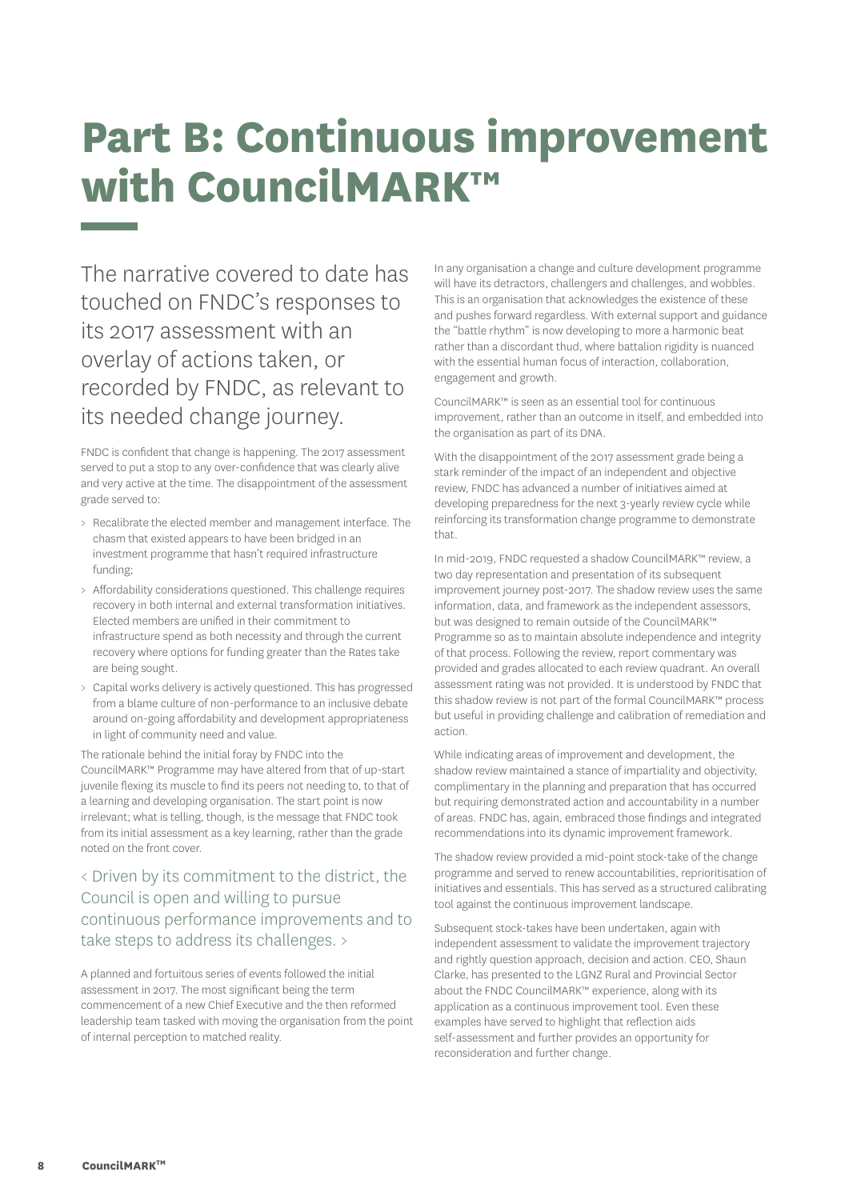# Part B: Continuous improvement with CouncilMARK™

The narrative covered to date has touched on FNDC's responses to its 2017 assessment with an overlay of actions taken, or recorded by FNDC, as relevant to its needed change journey.

FNDC is confident that change is happening. The 2017 assessment served to put a stop to any over-confidence that was clearly alive and very active at the time. The disappointment of the assessment grade served to:

- Recalibrate the elected member and management interface. The chasm that existed appears to have been bridged in an investment programme that hasn't required infrastructure funding;
- Affordability considerations questioned. This challenge requires recovery in both internal and external transformation initiatives. Elected members are unified in their commitment to infrastructure spend as both necessity and through the current recovery where options for funding greater than the Rates take are being sought.
- Capital works delivery is actively questioned. This has progressed from a blame culture of non-performance to an inclusive debate around on-going affordability and development appropriateness in light of community need and value.

The rationale behind the initial foray by FNDC into the CouncilMARK™ Programme may have altered from that of up-start juvenile flexing its muscle to find its peers not needing to, to that of a learning and developing organisation. The start point is now irrelevant; what is telling, though, is the message that FNDC took from its initial assessment as a key learning, rather than the grade noted on the front cover.

< Driven by its commitment to the district, the Council is open and willing to pursue continuous performance improvements and to take steps to address its challenges. >

A planned and fortuitous series of events followed the initial assessment in 2017. The most significant being the term commencement of a new Chief Executive and the then reformed leadership team tasked with moving the organisation from the point of internal perception to matched reality.

In any organisation a change and culture development programme will have its detractors, challengers and challenges, and wobbles. This is an organisation that acknowledges the existence of these and pushes forward regardless. With external support and guidance the "battle rhythm" is now developing to more a harmonic beat rather than a discordant thud, where battalion rigidity is nuanced with the essential human focus of interaction, collaboration, engagement and growth.

CouncilMARK™ is seen as an essential tool for continuous improvement, rather than an outcome in itself, and embedded into the organisation as part of its DNA.

With the disappointment of the 2017 assessment grade being a stark reminder of the impact of an independent and objective review, FNDC has advanced a number of initiatives aimed at developing preparedness for the next 3-yearly review cycle while reinforcing its transformation change programme to demonstrate that.

In mid-2019, FNDC requested a shadow CouncilMARK™ review, a two day representation and presentation of its subsequent improvement journey post-2017. The shadow review uses the same information, data, and framework as the independent assessors, but was designed to remain outside of the CouncilMARK™ Programme so as to maintain absolute independence and integrity of that process. Following the review, report commentary was provided and grades allocated to each review quadrant. An overall assessment rating was not provided. It is understood by FNDC that this shadow review is not part of the formal CouncilMARK™ process but useful in providing challenge and calibration of remediation and action.

While indicating areas of improvement and development, the shadow review maintained a stance of impartiality and objectivity, complimentary in the planning and preparation that has occurred but requiring demonstrated action and accountability in a number of areas. FNDC has, again, embraced those findings and integrated recommendations into its dynamic improvement framework.

The shadow review provided a mid-point stock-take of the change programme and served to renew accountabilities, reprioritisation of initiatives and essentials. This has served as a structured calibrating tool against the continuous improvement landscape.

Subsequent stock-takes have been undertaken, again with independent assessment to validate the improvement trajectory and rightly question approach, decision and action. CEO, Shaun Clarke, has presented to the LGNZ Rural and Provincial Sector about the FNDC CouncilMARK™ experience, along with its application as a continuous improvement tool. Even these examples have served to highlight that reflection aids self-assessment and further provides an opportunity for reconsideration and further change.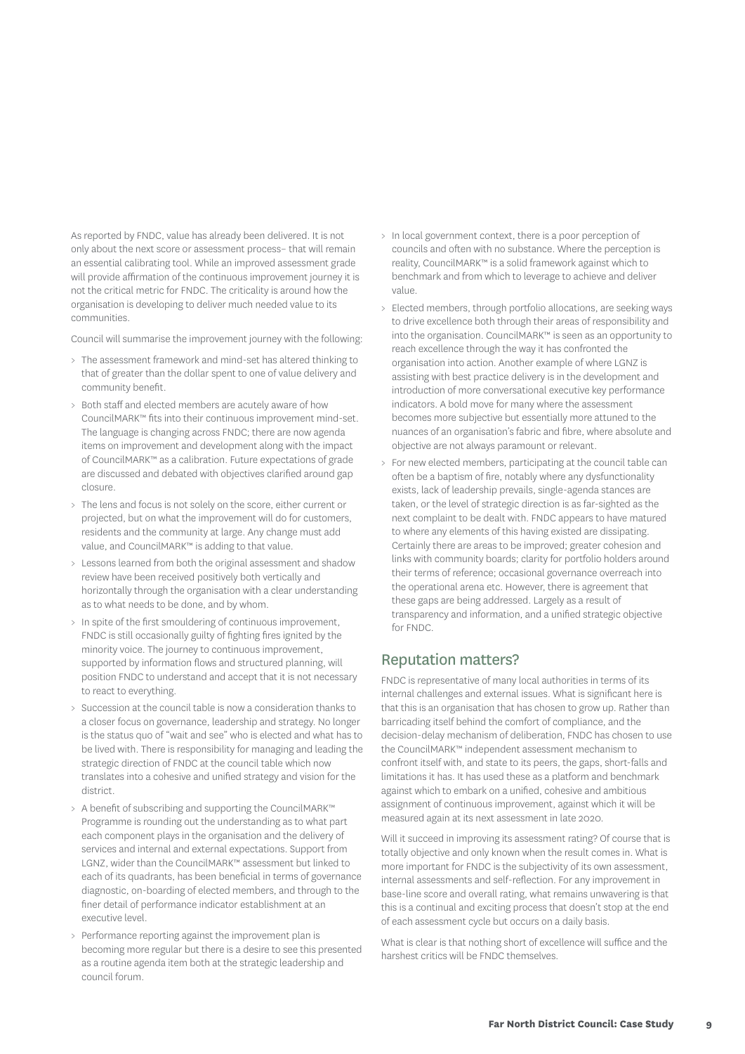As reported by FNDC, value has already been delivered. It is not only about the next score or assessment process– that will remain an essential calibrating tool. While an improved assessment grade will provide affirmation of the continuous improvement journey it is not the critical metric for FNDC. The criticality is around how the organisation is developing to deliver much needed value to its communities.

Council will summarise the improvement journey with the following:

- The assessment framework and mind-set has altered thinking to that of greater than the dollar spent to one of value delivery and community benefit.
- Both staff and elected members are acutely aware of how CouncilMARK™ fits into their continuous improvement mind-set. The language is changing across FNDC; there are now agenda items on improvement and development along with the impact of CouncilMARK™ as a calibration. Future expectations of grade are discussed and debated with objectives clarified around gap closure.
- The lens and focus is not solely on the score, either current or projected, but on what the improvement will do for customers, residents and the community at large. Any change must add value, and CouncilMARK™ is adding to that value.
- Lessons learned from both the original assessment and shadow review have been received positively both vertically and horizontally through the organisation with a clear understanding as to what needs to be done, and by whom.
- In spite of the first smouldering of continuous improvement, FNDC is still occasionally guilty of fighting fires ignited by the minority voice. The journey to continuous improvement, supported by information flows and structured planning, will position FNDC to understand and accept that it is not necessary to react to everything.
- Succession at the council table is now a consideration thanks to a closer focus on governance, leadership and strategy. No longer is the status quo of "wait and see" who is elected and what has to be lived with. There is responsibility for managing and leading the strategic direction of FNDC at the council table which now translates into a cohesive and unified strategy and vision for the district.
- A benefit of subscribing and supporting the CouncilMARK™ Programme is rounding out the understanding as to what part each component plays in the organisation and the delivery of services and internal and external expectations. Support from LGNZ, wider than the CouncilMARK™ assessment but linked to each of its quadrants, has been beneficial in terms of governance diagnostic, on-boarding of elected members, and through to the finer detail of performance indicator establishment at an executive level.
- Performance reporting against the improvement plan is becoming more regular but there is a desire to see this presented as a routine agenda item both at the strategic leadership and council forum.
- In local government context, there is a poor perception of councils and often with no substance. Where the perception is reality, CouncilMARK™ is a solid framework against which to benchmark and from which to leverage to achieve and deliver value.
- Elected members, through portfolio allocations, are seeking ways to drive excellence both through their areas of responsibility and into the organisation. CouncilMARK™ is seen as an opportunity to reach excellence through the way it has confronted the organisation into action. Another example of where LGNZ is assisting with best practice delivery is in the development and introduction of more conversational executive key performance indicators. A bold move for many where the assessment becomes more subjective but essentially more attuned to the nuances of an organisation's fabric and fibre, where absolute and objective are not always paramount or relevant.
- For new elected members, participating at the council table can often be a baptism of fire, notably where any dysfunctionality exists, lack of leadership prevails, single-agenda stances are taken, or the level of strategic direction is as far-sighted as the next complaint to be dealt with. FNDC appears to have matured to where any elements of this having existed are dissipating. Certainly there are areas to be improved; greater cohesion and links with community boards; clarity for portfolio holders around their terms of reference; occasional governance overreach into the operational arena etc. However, there is agreement that these gaps are being addressed. Largely as a result of transparency and information, and a unified strategic objective for FNDC.

## Reputation matters?

FNDC is representative of many local authorities in terms of its internal challenges and external issues. What is significant here is that this is an organisation that has chosen to grow up. Rather than barricading itself behind the comfort of compliance, and the decision-delay mechanism of deliberation, FNDC has chosen to use the CouncilMARK™ independent assessment mechanism to confront itself with, and state to its peers, the gaps, short-falls and limitations it has. It has used these as a platform and benchmark against which to embark on a unified, cohesive and ambitious assignment of continuous improvement, against which it will be measured again at its next assessment in late 2020.

Will it succeed in improving its assessment rating? Of course that is totally objective and only known when the result comes in. What is more important for FNDC is the subjectivity of its own assessment, internal assessments and self-reflection. For any improvement in base-line score and overall rating, what remains unwavering is that this is a continual and exciting process that doesn't stop at the end of each assessment cycle but occurs on a daily basis.

What is clear is that nothing short of excellence will suffice and the harshest critics will be FNDC themselves.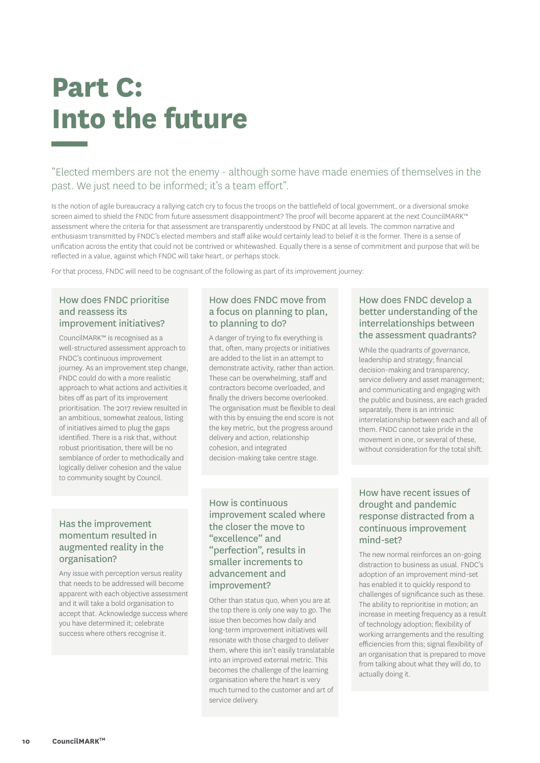# Part C: Into the future

”Elected members are not the enemy - although some have made enemies of themselves in the past. We just need to be informed; it's a team effort”.

Is the notion of agile bureaucracy a rallying catch cry to focus the troops on the battlefield of local government, or a diversional smoke screen aimed to shield the FNDC from future assessment disappointment? The proof will become apparent at the next CouncilMARK™ assessment where the criteria for that assessment are transparently understood by FNDC at all levels. The common narrative and enthusiasm transmitted by FNDC's elected members and staff alike would certainly lead to belief it is the former. There is a sense of unification across the entity that could not be contrived or whitewashed. Equally there is a sense of commitment and purpose that will be reflected in a value, against which FNDC will take heart, or perhaps stock.

For that process, FNDC will need to be cognisant of the following as part of its improvement journey:

### How does FNDC prioritise and reassess its improvement initiatives?

CouncilMARK™ is recognised as a well-structured assessment approach to FNDC's continuous improvement journey. As an improvement step change, FNDC could do with a more realistic approach to what actions and activities it bites off as part of its improvement prioritisation. The 2017 review resulted in an ambitious, somewhat zealous, listing of initiatives aimed to plug the gaps identified. There is a risk that, without robust prioritisation, there will be no semblance of order to methodically and logically deliver cohesion and the value to community sought by Council.

### Has the improvement momentum resulted in augmented reality in the organisation?

Any issue with perception versus reality that needs to be addressed will become apparent with each objective assessment and it will take a bold organisation to accept that. Acknowledge success where you have determined it; celebrate success where others recognise it.

### How does FNDC move from a focus on planning to plan, to planning to do?

A danger of trying to fix everything is that, often, many projects or initiatives are added to the list in an attempt to demonstrate activity, rather than action. These can be overwhelming, staff and contractors become overloaded, and finally the drivers become overlooked. The organisation must be flexible to deal with this by ensuing the end score is not the key metric, but the progress around delivery and action, relationship cohesion, and integrated decision-making take centre stage.

### How is continuous improvement scaled where the closer the move to “excellence” and “perfection”, results in smaller increments to advancement and improvement?

Other than status quo, when you are at the top there is only one way to go. The issue then becomes how daily and long-term improvement initiatives will resonate with those charged to deliver them, where this isn't easily translatable into an improved external metric. This becomes the challenge of the learning organisation where the heart is very much turned to the customer and art of service delivery.

### How does FNDC develop a better understanding of the interrelationships between the assessment quadrants?

While the quadrants of governance, leadership and strategy; financial decision-making and transparency; service delivery and asset management; and communicating and engaging with the public and business, are each graded separately, there is an intrinsic interrelationship between each and all of them. FNDC cannot take pride in the movement in one, or several of these, without consideration for the total shift.

### How have recent issues of drought and pandemic response distracted from a continuous improvement mind-set?

The new normal reinforces an on-going distraction to business as usual. FNDC's adoption of an improvement mind-set has enabled it to quickly respond to challenges of significance such as these. The ability to reprioritise in motion; an increase in meeting frequency as a result of technology adoption; flexibility of working arrangements and the resulting efficiencies from this; signal flexibility of an organisation that is prepared to move from talking about what they will do, to actually doing it.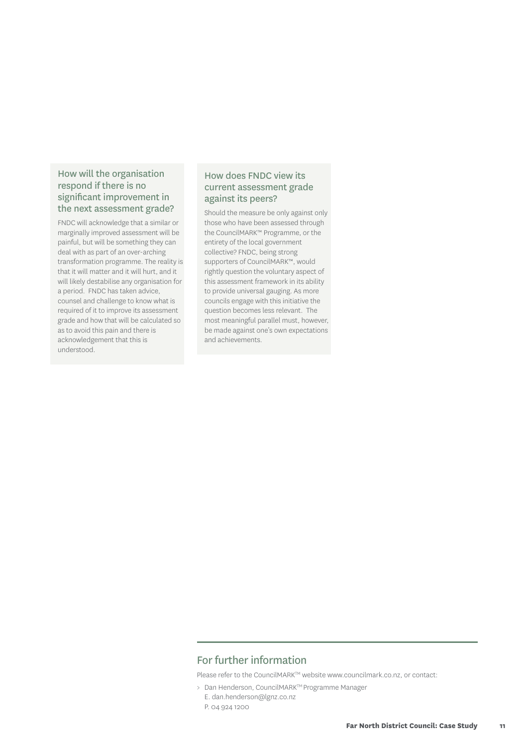### How will the organisation respond if there is no significant improvement in the next assessment grade?

FNDC will acknowledge that a similar or marginally improved assessment will be painful, but will be something they can deal with as part of an over-arching transformation programme. The reality is that it will matter and it will hurt, and it will likely destabilise any organisation for a period. FNDC has taken advice, counsel and challenge to know what is required of it to improve its assessment grade and how that will be calculated so as to avoid this pain and there is acknowledgement that this is understood.

### How does FNDC view its current assessment grade against its peers?

Should the measure be only against only those who have been assessed through the CouncilMARK™ Programme, or the entirety of the local government collective? FNDC, being strong supporters of CouncilMARK™, would rightly question the voluntary aspect of this assessment framework in its ability to provide universal gauging. As more councils engage with this initiative the question becomes less relevant. The most meaningful parallel must, however, be made against one's own expectations and achievements.

## For further information

Please refer to the CouncilMARK™ website www.councilmark.co.nz, or contact:

> Dan Henderson, CouncilMARK™ Programme Manager
> E. dan.henderson@lgnz.co.nz
> P. 04 924 1200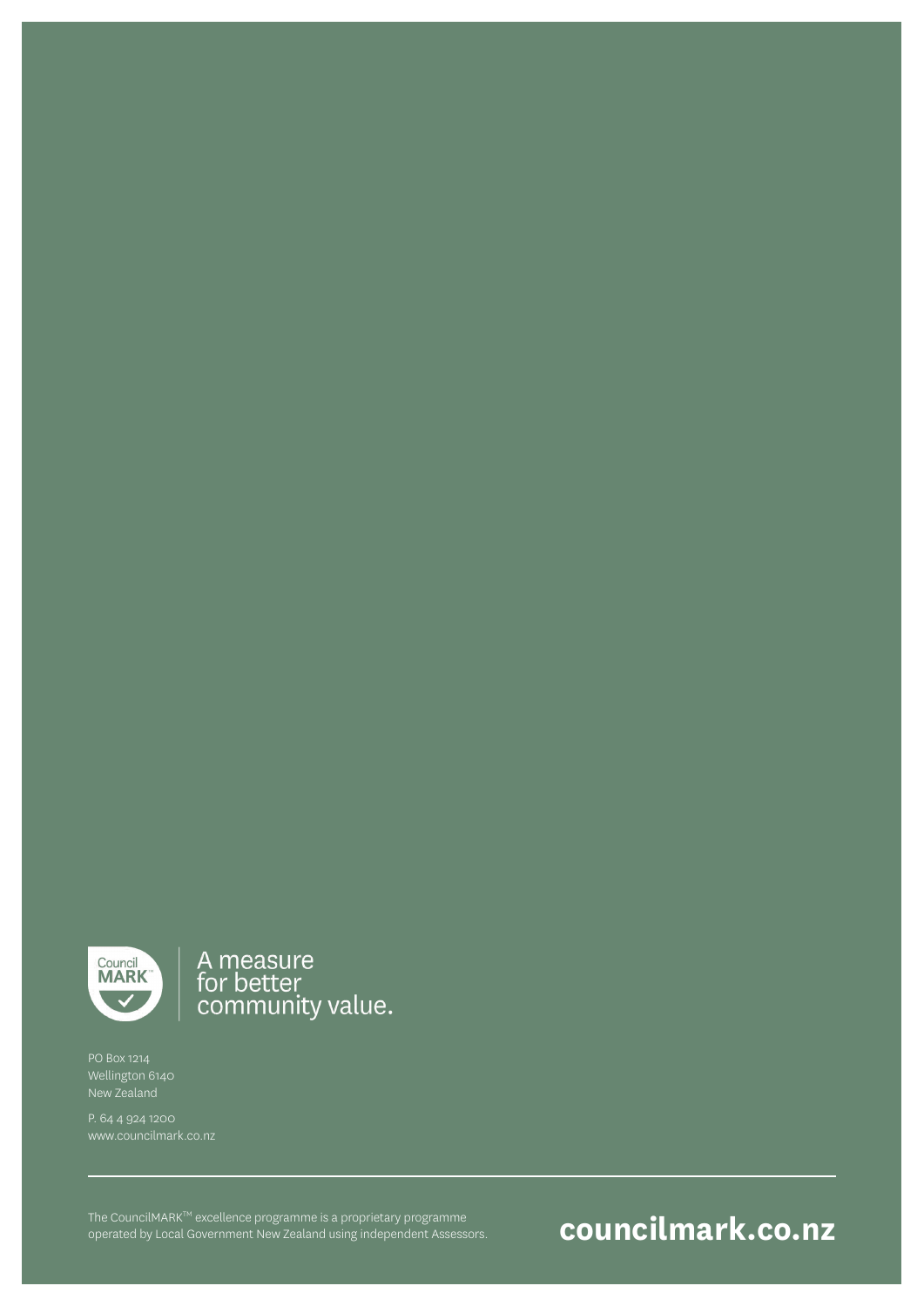Council MARK™

A measure for better community value.

PO Box 1214
Wellington 6140
New Zealand

P. 64 4 924 1200
www.councilmark.co.nz

The CouncilMARK™ excellence programme is a proprietary programme operated by Local Government New Zealand using independent Assessors.

**councilmark.co.nz**